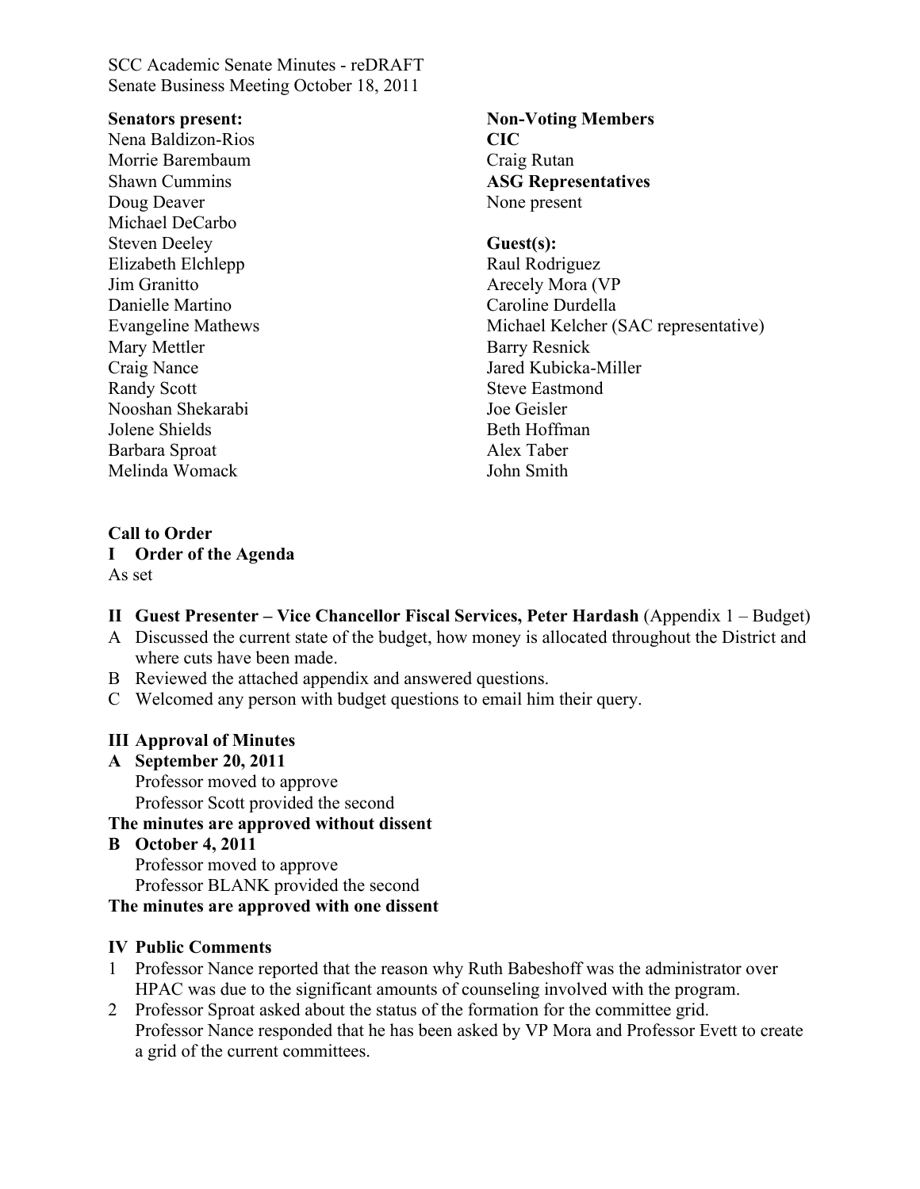SCC Academic Senate Minutes - reDRAFT
Senate Business Meeting October 18, 2011

**Senators present:**
Nena Baldizon-Rios
Morrie Barembaum
Shawn Cummins
Doug Deaver
Michael DeCarbo
Steven Deeley
Elizabeth Elchlepp
Jim Granitto
Danielle Martino
Evangeline Mathews
Mary Mettler
Craig Nance
Randy Scott
Nooshan Shekarabi
Jolene Shields
Barbara Sproat
Melinda Womack

**Non-Voting Members**
**CIC**
Craig Rutan
**ASG Representatives**
None present

**Guest(s):**
Raul Rodriguez
Arecely Mora (VP
Caroline Durdella
Michael Kelcher (SAC representative)
Barry Resnick
Jared Kubicka-Miller
Steve Eastmond
Joe Geisler
Beth Hoffman
Alex Taber
John Smith

**Call to Order**

**I Order of the Agenda**
As set

**II Guest Presenter – Vice Chancellor Fiscal Services, Peter Hardash** (Appendix 1 – Budget)

A Discussed the current state of the budget, how money is allocated throughout the District and where cuts have been made.
B Reviewed the attached appendix and answered questions.
C Welcomed any person with budget questions to email him their query.

**III Approval of Minutes**

**A September 20, 2011**
Professor moved to approve
Professor Scott provided the second

**The minutes are approved without dissent**

**B October 4, 2011**
Professor moved to approve
Professor BLANK provided the second

**The minutes are approved with one dissent**

**IV Public Comments**

1 Professor Nance reported that the reason why Ruth Babeshoff was the administrator over HPAC was due to the significant amounts of counseling involved with the program.
2 Professor Sproat asked about the status of the formation for the committee grid. Professor Nance responded that he has been asked by VP Mora and Professor Evett to create a grid of the current committees.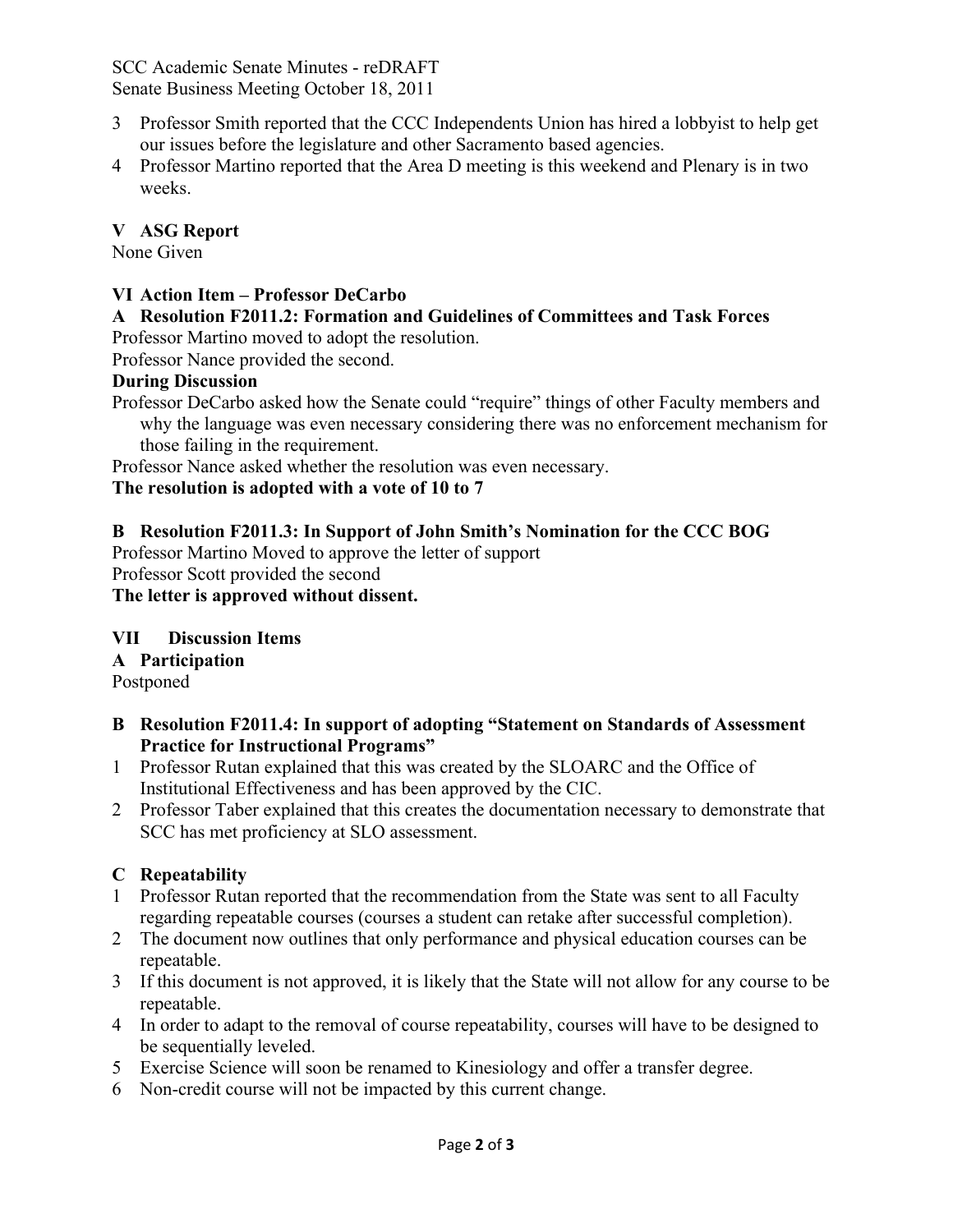3. Professor Smith reported that the CCC Independents Union has hired a lobbyist to help get our issues before the legislature and other Sacramento based agencies.
4. Professor Martino reported that the Area D meeting is this weekend and Plenary is in two weeks.

## V ASG Report

None Given

## VI Action Item – Professor DeCarbo

### A Resolution F2011.2: Formation and Guidelines of Committees and Task Forces

Professor Martino moved to adopt the resolution.

Professor Nance provided the second.

**During Discussion**

Professor DeCarbo asked how the Senate could "require" things of other Faculty members and why the language was even necessary considering there was no enforcement mechanism for those failing in the requirement.

Professor Nance asked whether the resolution was even necessary.

**The resolution is adopted with a vote of 10 to 7**

### B Resolution F2011.3: In Support of John Smith's Nomination for the CCC BOG

Professor Martino Moved to approve the letter of support

Professor Scott provided the second

**The letter is approved without dissent.**

## VII Discussion Items

### A Participation

Postponed

### B Resolution F2011.4: In support of adopting "Statement on Standards of Assessment Practice for Instructional Programs"

1. Professor Rutan explained that this was created by the SLOARC and the Office of Institutional Effectiveness and has been approved by the CIC.
2. Professor Taber explained that this creates the documentation necessary to demonstrate that SCC has met proficiency at SLO assessment.

### C Repeatability

1. Professor Rutan reported that the recommendation from the State was sent to all Faculty regarding repeatable courses (courses a student can retake after successful completion).
2. The document now outlines that only performance and physical education courses can be repeatable.
3. If this document is not approved, it is likely that the State will not allow for any course to be repeatable.
4. In order to adapt to the removal of course repeatability, courses will have to be designed to be sequentially leveled.
5. Exercise Science will soon be renamed to Kinesiology and offer a transfer degree.
6. Non-credit course will not be impacted by this current change.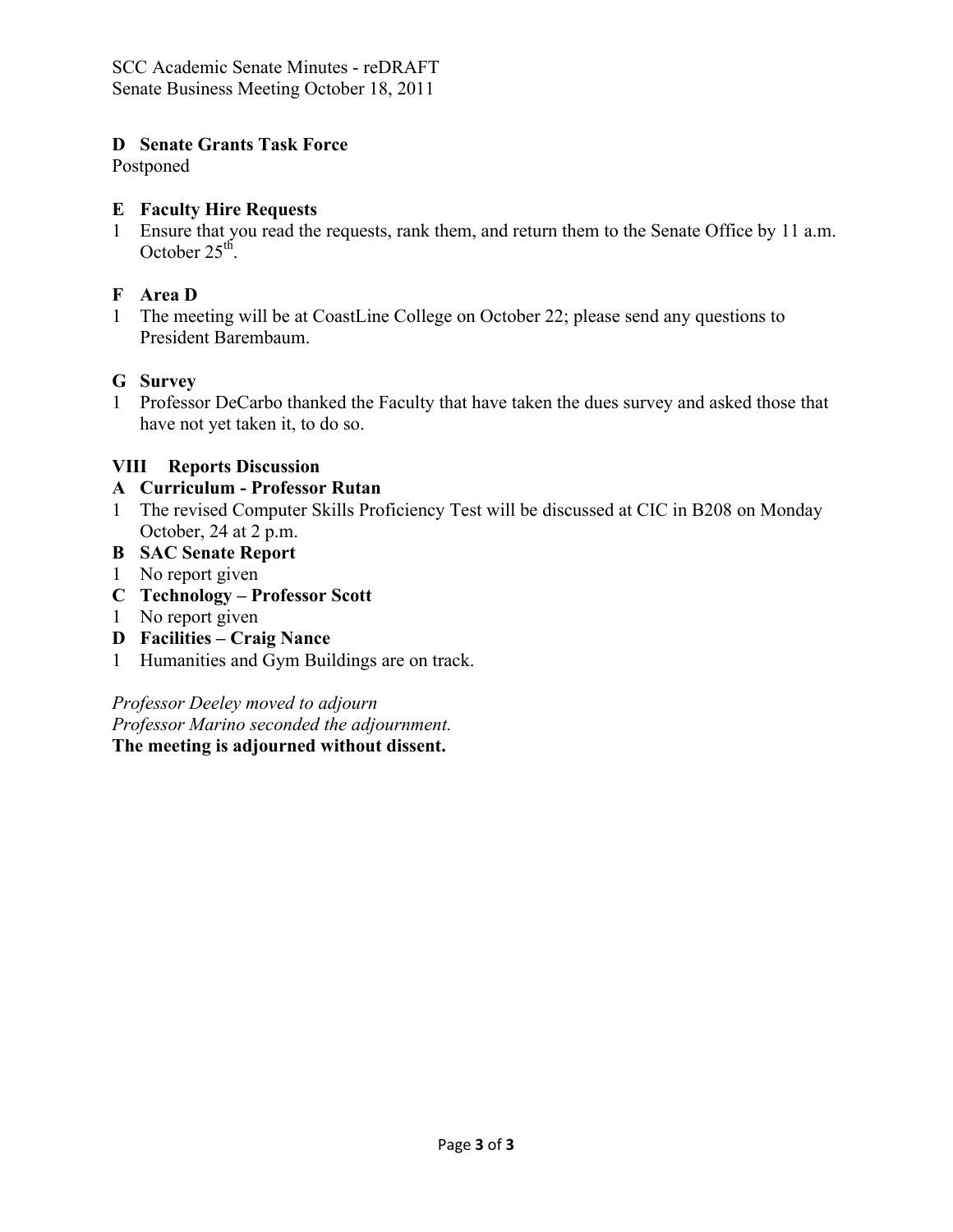**D Senate Grants Task Force**

Postponed

**E Faculty Hire Requests**

1 Ensure that you read the requests, rank them, and return them to the Senate Office by 11 a.m. October 25th.

**F Area D**

1 The meeting will be at CoastLine College on October 22; please send any questions to President Barembaum.

**G Survey**

1 Professor DeCarbo thanked the Faculty that have taken the dues survey and asked those that have not yet taken it, to do so.

**VIII Reports Discussion**

**A Curriculum - Professor Rutan**

1 The revised Computer Skills Proficiency Test will be discussed at CIC in B208 on Monday October, 24 at 2 p.m.

**B SAC Senate Report**

1 No report given

**C Technology – Professor Scott**

1 No report given

**D Facilities – Craig Nance**

1 Humanities and Gym Buildings are on track.

*Professor Deeley moved to adjourn*
*Professor Marino seconded the adjournment.*
**The meeting is adjourned without dissent.**